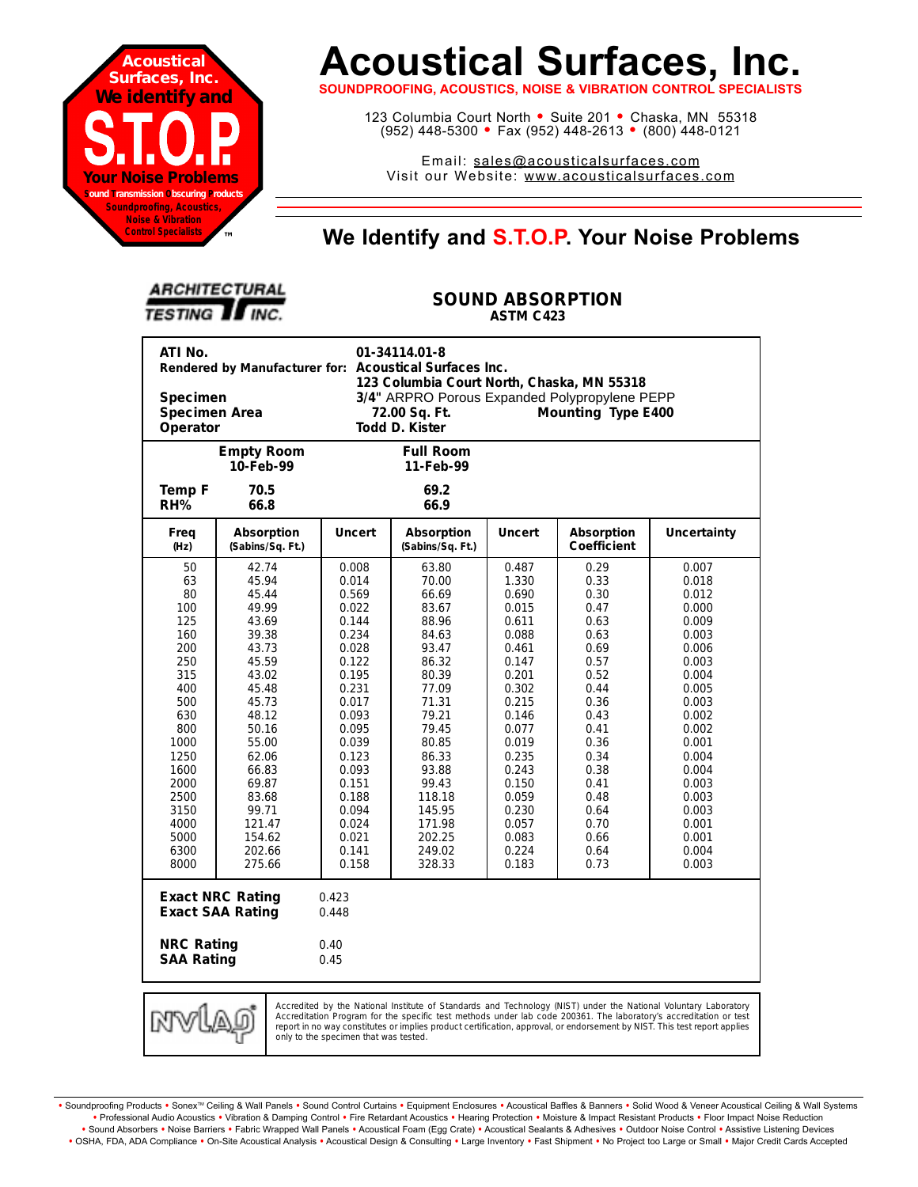# Acoustical Surfaces, Inc.

**SOUNDPROOFING, ACOUSTICS, NOISE & VIBRATION CONTROL SPECIALISTS**

123 Columbia Court North • Suite 201 • Chaska, MN 55318
(952) 448-5300 • Fax (952) 448-2613 • (800) 448-0121

Email: sales@acousticalsurfaces.com
Visit our Website: www.acousticalsurfaces.com

Acoustical Surfaces, Inc. We identify and S.T.O.P. Your Noise Problems — Sound Transmission Obscuring Products — Soundproofing, Acoustics, Noise & Vibration Control Specialists ™

## We Identify and S.T.O.P. Your Noise Problems

ARCHITECTURAL TESTING INC.

## SOUND ABSORPTION

**ASTM C423**

| | |
|---|---|
| **ATI No.** | **01-34114.01-8** |
| **Rendered by Manufacturer for:** | **Acoustical Surfaces Inc.** |
| | **123 Columbia Court North, Chaska, MN 55318** |
| **Specimen** | **3/4"** ARPRO Porous Expanded Polypropylene PEPP |
| **Specimen Area** | **72.00 Sq. Ft.** — **Mounting Type E400** |
| **Operator** | **Todd D. Kister** |

| | Empty Room | Full Room |
|---|---|---|
| | **10-Feb-99** | **11-Feb-99** |
| **Temp F** | **70.5** | **69.2** |
| **RH%** | **66.8** | **66.9** |

| Freq (Hz) | Absorption (Sabins/Sq. Ft.) | Uncert | Absorption (Sabins/Sq. Ft.) | Uncert | Absorption Coefficient | Uncertainty |
|---|---|---|---|---|---|---|
| 50 | 42.74 | 0.008 | 63.80 | 0.487 | 0.29 | 0.007 |
| 63 | 45.94 | 0.014 | 70.00 | 1.330 | 0.33 | 0.018 |
| 80 | 45.44 | 0.569 | 66.69 | 0.690 | 0.30 | 0.012 |
| 100 | 49.99 | 0.022 | 83.67 | 0.015 | 0.47 | 0.000 |
| 125 | 43.69 | 0.144 | 88.96 | 0.611 | 0.63 | 0.009 |
| 160 | 39.38 | 0.234 | 84.63 | 0.088 | 0.63 | 0.003 |
| 200 | 43.73 | 0.028 | 93.47 | 0.461 | 0.69 | 0.006 |
| 250 | 45.59 | 0.122 | 86.32 | 0.147 | 0.57 | 0.003 |
| 315 | 43.02 | 0.195 | 80.39 | 0.201 | 0.52 | 0.004 |
| 400 | 45.48 | 0.231 | 77.09 | 0.302 | 0.44 | 0.005 |
| 500 | 45.73 | 0.017 | 71.31 | 0.215 | 0.36 | 0.003 |
| 630 | 48.12 | 0.093 | 79.21 | 0.146 | 0.43 | 0.002 |
| 800 | 50.16 | 0.095 | 79.45 | 0.077 | 0.41 | 0.002 |
| 1000 | 55.00 | 0.039 | 80.85 | 0.019 | 0.36 | 0.001 |
| 1250 | 62.06 | 0.123 | 86.33 | 0.235 | 0.34 | 0.004 |
| 1600 | 66.83 | 0.093 | 93.88 | 0.243 | 0.38 | 0.004 |
| 2000 | 69.87 | 0.151 | 99.43 | 0.150 | 0.41 | 0.003 |
| 2500 | 83.68 | 0.188 | 118.18 | 0.059 | 0.48 | 0.003 |
| 3150 | 99.71 | 0.094 | 145.95 | 0.230 | 0.64 | 0.003 |
| 4000 | 121.47 | 0.024 | 171.98 | 0.057 | 0.70 | 0.001 |
| 5000 | 154.62 | 0.021 | 202.25 | 0.083 | 0.66 | 0.001 |
| 6300 | 202.66 | 0.141 | 249.02 | 0.224 | 0.64 | 0.004 |
| 8000 | 275.66 | 0.158 | 328.33 | 0.183 | 0.73 | 0.003 |

| | |
|---|---|
| **Exact NRC Rating** | 0.423 |
| **Exact SAA Rating** | 0.448 |
| **NRC Rating** | 0.40 |
| **SAA Rating** | 0.45 |

NVLAP — Accredited by the National Institute of Standards and Technology (NIST) under the National Voluntary Laboratory Accreditation Program for the specific test methods under lab code 200361. The laboratory's accreditation or test report in no way constitutes or implies product certification, approval, or endorsement by NIST. This test report applies only to the specimen that was tested.

• Soundproofing Products • Sonex™ Ceiling & Wall Panels • Sound Control Curtains • Equipment Enclosures • Acoustical Baffles & Banners • Solid Wood & Veneer Acoustical Ceiling & Wall Systems • Professional Audio Acoustics • Vibration & Damping Control • Fire Retardant Acoustics • Hearing Protection • Moisture & Impact Resistant Products • Floor Impact Noise Reduction • Sound Absorbers • Noise Barriers • Fabric Wrapped Wall Panels • Acoustical Foam (Egg Crate) • Acoustical Sealants & Adhesives • Outdoor Noise Control • Assistive Listening Devices • OSHA, FDA, ADA Compliance • On-Site Acoustical Analysis • Acoustical Design & Consulting • Large Inventory • Fast Shipment • No Project too Large or Small • Major Credit Cards Accepted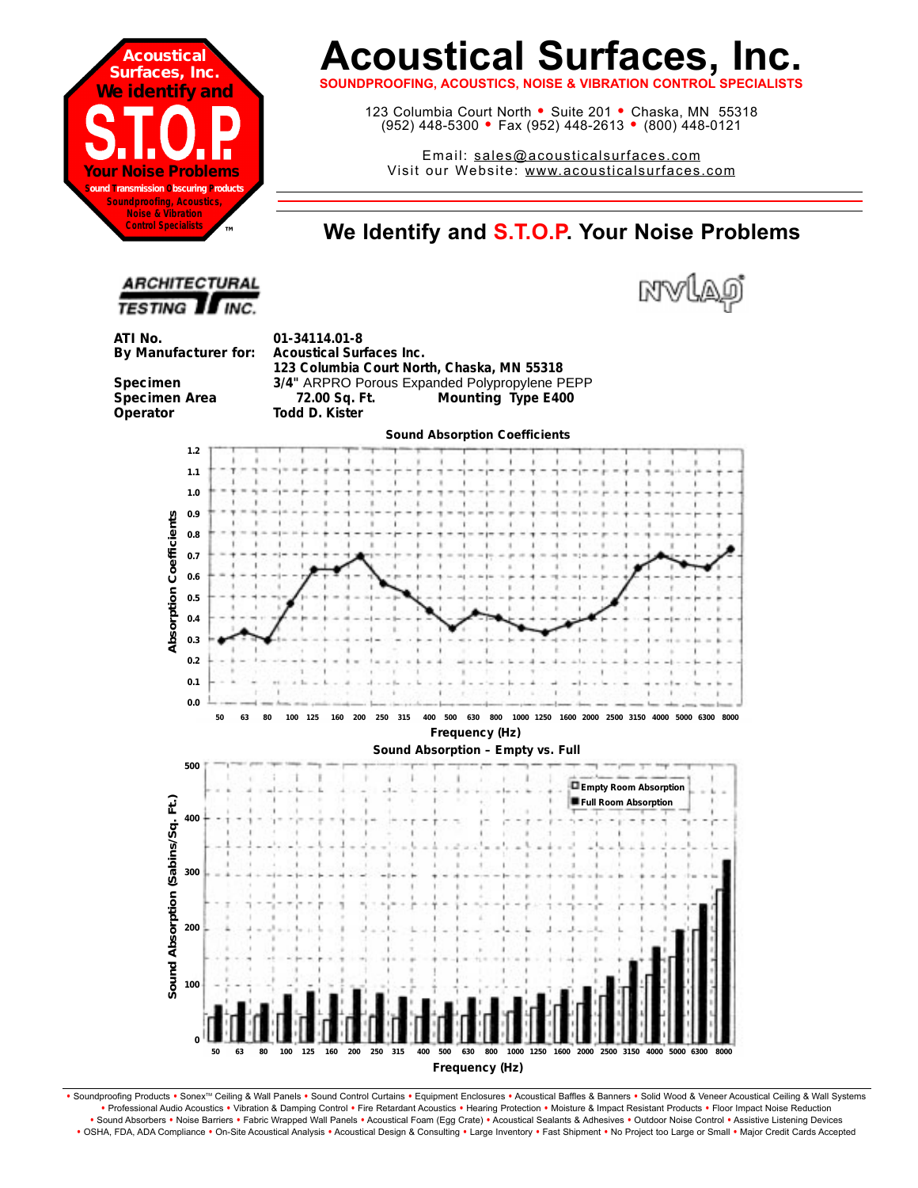Acoustical Surfaces, Inc. We identify and S.T.O.P. Your Noise Problems

Sound Transmission Obscuring Products

Soundproofing, Acoustics, Noise & Vibration Control Specialists ™

# Acoustical Surfaces, Inc.

**SOUNDPROOFING, ACOUSTICS, NOISE & VIBRATION CONTROL SPECIALISTS**

123 Columbia Court North • Suite 201 • Chaska, MN 55318
(952) 448-5300 • Fax (952) 448-2613 • (800) 448-0121

Email: sales@acousticalsurfaces.com
Visit our Website: www.acousticalsurfaces.com

## We Identify and S.T.O.P. Your Noise Problems

ARCHITECTURAL TESTING INC.

NVLAP

**ATI No.** 01-34114.01-8
**By Manufacturer for:** Acoustical Surfaces Inc.
123 Columbia Court North, Chaska, MN 55318
**Specimen** 3/4" ARPRO Porous Expanded Polypropylene PEPP
**Specimen Area** 72.00 Sq. Ft. **Mounting Type E400**
**Operator** Todd D. Kister

**Sound Absorption Coefficients**

Absorption Coefficients

1.2, 1.1, 1.0, 0.9, 0.8, 0.7, 0.6, 0.5, 0.4, 0.3, 0.2, 0.1, 0.0

50 63 80 100 125 160 200 250 315 400 500 630 800 1000 1250 1600 2000 2500 3150 4000 5000 6300 8000

Frequency (Hz)

**Sound Absorption – Empty vs. Full**

Sound Absorption (Sabins/Sq. Ft.)

500, 400, 300, 200, 100, 0

Empty Room Absorption
Full Room Absorption

50 63 80 100 125 160 200 250 315 400 500 630 800 1000 1250 1600 2000 2500 3150 4000 5000 6300 8000

Frequency (Hz)

• Soundproofing Products • Sonex™ Ceiling & Wall Panels • Sound Control Curtains • Equipment Enclosures • Acoustical Baffles & Banners • Solid Wood & Veneer Acoustical Ceiling & Wall Systems • Professional Audio Acoustics • Vibration & Damping Control • Fire Retardant Acoustics • Hearing Protection • Moisture & Impact Resistant Products • Floor Impact Noise Reduction • Sound Absorbers • Noise Barriers • Fabric Wrapped Wall Panels • Acoustical Foam (Egg Crate) • Acoustical Sealants & Adhesives • Outdoor Noise Control • Assistive Listening Devices • OSHA, FDA, ADA Compliance • On-Site Acoustical Analysis • Acoustical Design & Consulting • Large Inventory • Fast Shipment • No Project too Large or Small • Major Credit Cards Accepted